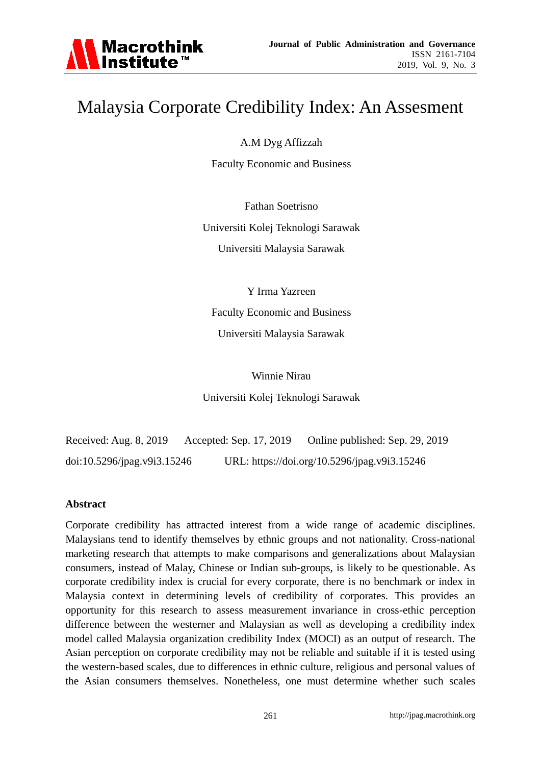# Malaysia Corporate Credibility Index: An Assesment

A.M Dyg Affizzah

Faculty Economic and Business

Fathan Soetrisno

Universiti Kolej Teknologi Sarawak

Universiti Malaysia Sarawak

Y Irma Yazreen

Faculty Economic and Business

Universiti Malaysia Sarawak

Winnie Nirau

Universiti Kolej Teknologi Sarawak

Received: Aug. 8, 2019 Accepted: Sep. 17, 2019 Online published: Sep. 29, 2019

doi:10.5296/jpag.v9i3.15246 URL: https://doi.org/10.5296/jpag.v9i3.15246

**Abstract**

Corporate credibility has attracted interest from a wide range of academic disciplines. Malaysians tend to identify themselves by ethnic groups and not nationality. Cross-national marketing research that attempts to make comparisons and generalizations about Malaysian consumers, instead of Malay, Chinese or Indian sub-groups, is likely to be questionable. As corporate credibility index is crucial for every corporate, there is no benchmark or index in Malaysia context in determining levels of credibility of corporates. This provides an opportunity for this research to assess measurement invariance in cross-ethic perception difference between the westerner and Malaysian as well as developing a credibility index model called Malaysia organization credibility Index (MOCI) as an output of research. The Asian perception on corporate credibility may not be reliable and suitable if it is tested using the western-based scales, due to differences in ethnic culture, religious and personal values of the Asian consumers themselves. Nonetheless, one must determine whether such scales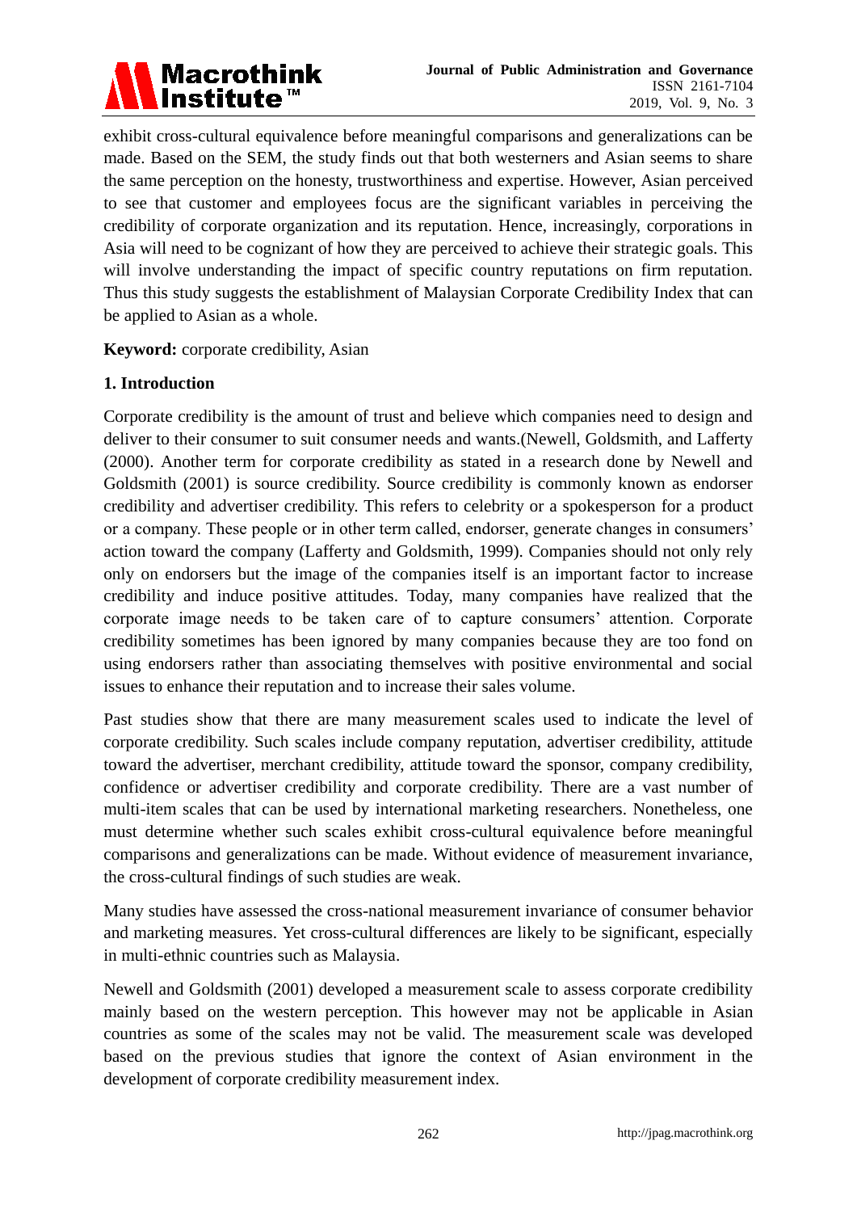exhibit cross-cultural equivalence before meaningful comparisons and generalizations can be made. Based on the SEM, the study finds out that both westerners and Asian seems to share the same perception on the honesty, trustworthiness and expertise. However, Asian perceived to see that customer and employees focus are the significant variables in perceiving the credibility of corporate organization and its reputation. Hence, increasingly, corporations in Asia will need to be cognizant of how they are perceived to achieve their strategic goals. This will involve understanding the impact of specific country reputations on firm reputation. Thus this study suggests the establishment of Malaysian Corporate Credibility Index that can be applied to Asian as a whole.

**Keyword:** corporate credibility, Asian

## 1. Introduction

Corporate credibility is the amount of trust and believe which companies need to design and deliver to their consumer to suit consumer needs and wants.(Newell, Goldsmith, and Lafferty (2000). Another term for corporate credibility as stated in a research done by Newell and Goldsmith (2001) is source credibility. Source credibility is commonly known as endorser credibility and advertiser credibility. This refers to celebrity or a spokesperson for a product or a company. These people or in other term called, endorser, generate changes in consumers' action toward the company (Lafferty and Goldsmith, 1999). Companies should not only rely only on endorsers but the image of the companies itself is an important factor to increase credibility and induce positive attitudes. Today, many companies have realized that the corporate image needs to be taken care of to capture consumers' attention. Corporate credibility sometimes has been ignored by many companies because they are too fond on using endorsers rather than associating themselves with positive environmental and social issues to enhance their reputation and to increase their sales volume.

Past studies show that there are many measurement scales used to indicate the level of corporate credibility. Such scales include company reputation, advertiser credibility, attitude toward the advertiser, merchant credibility, attitude toward the sponsor, company credibility, confidence or advertiser credibility and corporate credibility. There are a vast number of multi-item scales that can be used by international marketing researchers. Nonetheless, one must determine whether such scales exhibit cross-cultural equivalence before meaningful comparisons and generalizations can be made. Without evidence of measurement invariance, the cross-cultural findings of such studies are weak.

Many studies have assessed the cross-national measurement invariance of consumer behavior and marketing measures. Yet cross-cultural differences are likely to be significant, especially in multi-ethnic countries such as Malaysia.

Newell and Goldsmith (2001) developed a measurement scale to assess corporate credibility mainly based on the western perception. This however may not be applicable in Asian countries as some of the scales may not be valid. The measurement scale was developed based on the previous studies that ignore the context of Asian environment in the development of corporate credibility measurement index.